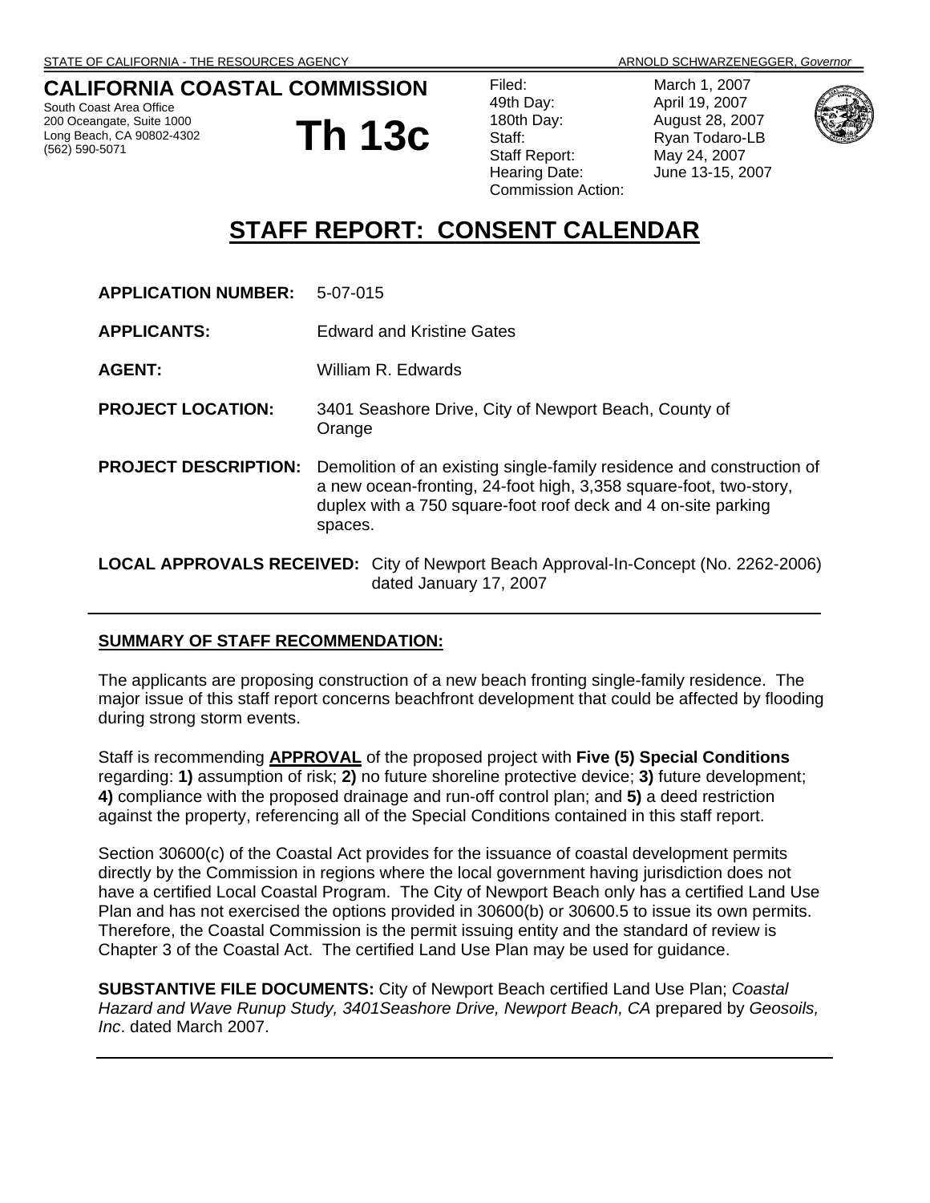STATE OF CALIFORNIA - THE RESOURCES AGENCY ARNOLD SCHWARZENEGGER, *Governor*

**CALIFORNIA COASTAL COMMISSION**
South Coast Area Office
200 Oceangate, Suite 1000
Long Beach, CA 90802-4302
(562) 590-5071

# Th 13c

Filed: March 1, 2007
49th Day: April 19, 2007
180th Day: August 28, 2007
Staff: Ryan Todaro-LB
Staff Report: May 24, 2007
Hearing Date: June 13-15, 2007
Commission Action:

# STAFF REPORT: CONSENT CALENDAR

**APPLICATION NUMBER:** 5-07-015

**APPLICANTS:** Edward and Kristine Gates

**AGENT:** William R. Edwards

**PROJECT LOCATION:** 3401 Seashore Drive, City of Newport Beach, County of Orange

**PROJECT DESCRIPTION:** Demolition of an existing single-family residence and construction of a new ocean-fronting, 24-foot high, 3,358 square-foot, two-story, duplex with a 750 square-foot roof deck and 4 on-site parking spaces.

**LOCAL APPROVALS RECEIVED:** City of Newport Beach Approval-In-Concept (No. 2262-2006) dated January 17, 2007

---

**SUMMARY OF STAFF RECOMMENDATION:**

The applicants are proposing construction of a new beach fronting single-family residence. The major issue of this staff report concerns beachfront development that could be affected by flooding during strong storm events.

Staff is recommending **APPROVAL** of the proposed project with **Five (5) Special Conditions** regarding: **1)** assumption of risk; **2)** no future shoreline protective device; **3)** future development; **4)** compliance with the proposed drainage and run-off control plan; and **5)** a deed restriction against the property, referencing all of the Special Conditions contained in this staff report.

Section 30600(c) of the Coastal Act provides for the issuance of coastal development permits directly by the Commission in regions where the local government having jurisdiction does not have a certified Local Coastal Program. The City of Newport Beach only has a certified Land Use Plan and has not exercised the options provided in 30600(b) or 30600.5 to issue its own permits. Therefore, the Coastal Commission is the permit issuing entity and the standard of review is Chapter 3 of the Coastal Act. The certified Land Use Plan may be used for guidance.

**SUBSTANTIVE FILE DOCUMENTS:** City of Newport Beach certified Land Use Plan; *Coastal Hazard and Wave Runup Study, 3401Seashore Drive, Newport Beach, CA* prepared by *Geosoils, Inc*. dated March 2007.

---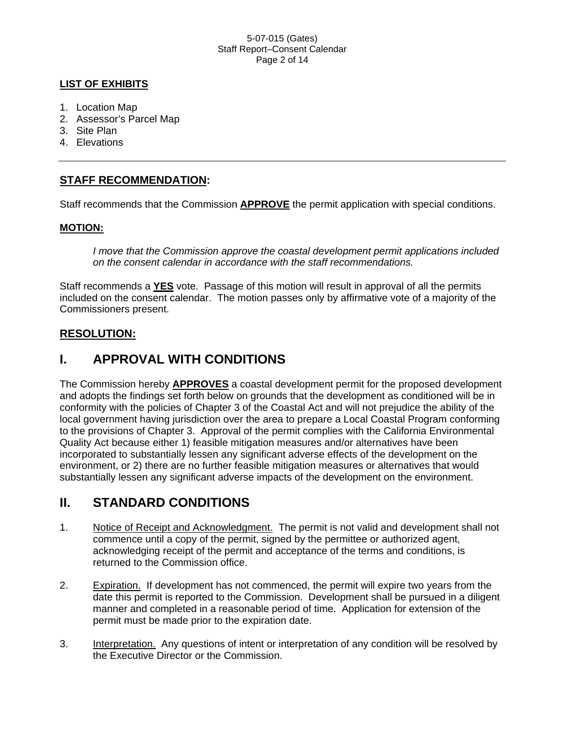**LIST OF EXHIBITS**

1. Location Map
2. Assessor's Parcel Map
3. Site Plan
4. Elevations

---

## STAFF RECOMMENDATION:

Staff recommends that the Commission **APPROVE** the permit application with special conditions.

**MOTION:**

*I move that the Commission approve the coastal development permit applications included on the consent calendar in accordance with the staff recommendations.*

Staff recommends a **YES** vote. Passage of this motion will result in approval of all the permits included on the consent calendar. The motion passes only by affirmative vote of a majority of the Commissioners present.

## RESOLUTION:

# I. APPROVAL WITH CONDITIONS

The Commission hereby **APPROVES** a coastal development permit for the proposed development and adopts the findings set forth below on grounds that the development as conditioned will be in conformity with the policies of Chapter 3 of the Coastal Act and will not prejudice the ability of the local government having jurisdiction over the area to prepare a Local Coastal Program conforming to the provisions of Chapter 3. Approval of the permit complies with the California Environmental Quality Act because either 1) feasible mitigation measures and/or alternatives have been incorporated to substantially lessen any significant adverse effects of the development on the environment, or 2) there are no further feasible mitigation measures or alternatives that would substantially lessen any significant adverse impacts of the development on the environment.

# II. STANDARD CONDITIONS

1. Notice of Receipt and Acknowledgment. The permit is not valid and development shall not commence until a copy of the permit, signed by the permittee or authorized agent, acknowledging receipt of the permit and acceptance of the terms and conditions, is returned to the Commission office.

2. Expiration. If development has not commenced, the permit will expire two years from the date this permit is reported to the Commission. Development shall be pursued in a diligent manner and completed in a reasonable period of time. Application for extension of the permit must be made prior to the expiration date.

3. Interpretation. Any questions of intent or interpretation of any condition will be resolved by the Executive Director or the Commission.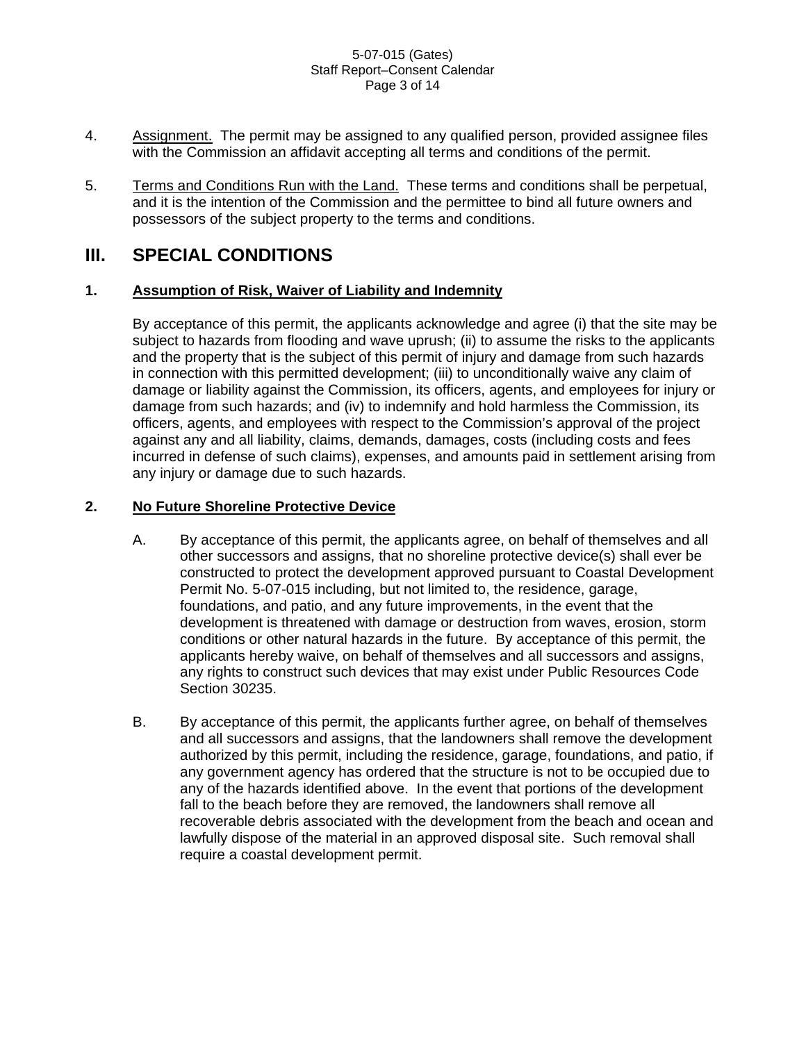4. <u>Assignment.</u> The permit may be assigned to any qualified person, provided assignee files with the Commission an affidavit accepting all terms and conditions of the permit.

5. <u>Terms and Conditions Run with the Land.</u> These terms and conditions shall be perpetual, and it is the intention of the Commission and the permittee to bind all future owners and possessors of the subject property to the terms and conditions.

## III. SPECIAL CONDITIONS

### 1. <u>Assumption of Risk, Waiver of Liability and Indemnity</u>

By acceptance of this permit, the applicants acknowledge and agree (i) that the site may be subject to hazards from flooding and wave uprush; (ii) to assume the risks to the applicants and the property that is the subject of this permit of injury and damage from such hazards in connection with this permitted development; (iii) to unconditionally waive any claim of damage or liability against the Commission, its officers, agents, and employees for injury or damage from such hazards; and (iv) to indemnify and hold harmless the Commission, its officers, agents, and employees with respect to the Commission's approval of the project against any and all liability, claims, demands, damages, costs (including costs and fees incurred in defense of such claims), expenses, and amounts paid in settlement arising from any injury or damage due to such hazards.

### 2. <u>No Future Shoreline Protective Device</u>

A. By acceptance of this permit, the applicants agree, on behalf of themselves and all other successors and assigns, that no shoreline protective device(s) shall ever be constructed to protect the development approved pursuant to Coastal Development Permit No. 5-07-015 including, but not limited to, the residence, garage, foundations, and patio, and any future improvements, in the event that the development is threatened with damage or destruction from waves, erosion, storm conditions or other natural hazards in the future. By acceptance of this permit, the applicants hereby waive, on behalf of themselves and all successors and assigns, any rights to construct such devices that may exist under Public Resources Code Section 30235.

B. By acceptance of this permit, the applicants further agree, on behalf of themselves and all successors and assigns, that the landowners shall remove the development authorized by this permit, including the residence, garage, foundations, and patio, if any government agency has ordered that the structure is not to be occupied due to any of the hazards identified above. In the event that portions of the development fall to the beach before they are removed, the landowners shall remove all recoverable debris associated with the development from the beach and ocean and lawfully dispose of the material in an approved disposal site. Such removal shall require a coastal development permit.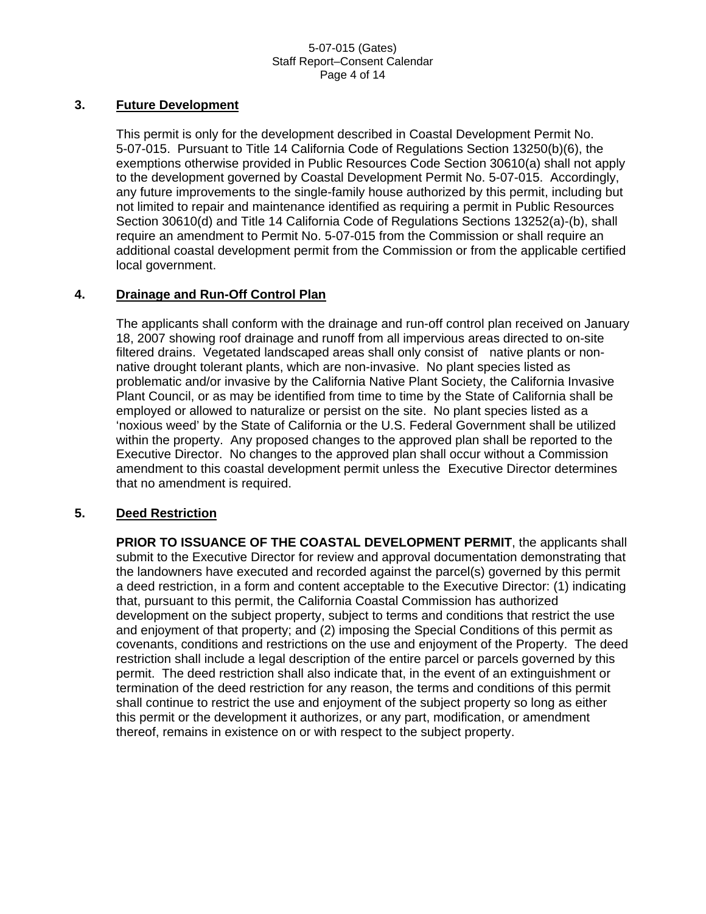### 3. Future Development

This permit is only for the development described in Coastal Development Permit No. 5-07-015. Pursuant to Title 14 California Code of Regulations Section 13250(b)(6), the exemptions otherwise provided in Public Resources Code Section 30610(a) shall not apply to the development governed by Coastal Development Permit No. 5-07-015. Accordingly, any future improvements to the single-family house authorized by this permit, including but not limited to repair and maintenance identified as requiring a permit in Public Resources Section 30610(d) and Title 14 California Code of Regulations Sections 13252(a)-(b), shall require an amendment to Permit No. 5-07-015 from the Commission or shall require an additional coastal development permit from the Commission or from the applicable certified local government.

### 4. Drainage and Run-Off Control Plan

The applicants shall conform with the drainage and run-off control plan received on January 18, 2007 showing roof drainage and runoff from all impervious areas directed to on-site filtered drains. Vegetated landscaped areas shall only consist of native plants or non-native drought tolerant plants, which are non-invasive. No plant species listed as problematic and/or invasive by the California Native Plant Society, the California Invasive Plant Council, or as may be identified from time to time by the State of California shall be employed or allowed to naturalize or persist on the site. No plant species listed as a 'noxious weed' by the State of California or the U.S. Federal Government shall be utilized within the property. Any proposed changes to the approved plan shall be reported to the Executive Director. No changes to the approved plan shall occur without a Commission amendment to this coastal development permit unless the Executive Director determines that no amendment is required.

### 5. Deed Restriction

**PRIOR TO ISSUANCE OF THE COASTAL DEVELOPMENT PERMIT**, the applicants shall submit to the Executive Director for review and approval documentation demonstrating that the landowners have executed and recorded against the parcel(s) governed by this permit a deed restriction, in a form and content acceptable to the Executive Director: (1) indicating that, pursuant to this permit, the California Coastal Commission has authorized development on the subject property, subject to terms and conditions that restrict the use and enjoyment of that property; and (2) imposing the Special Conditions of this permit as covenants, conditions and restrictions on the use and enjoyment of the Property. The deed restriction shall include a legal description of the entire parcel or parcels governed by this permit. The deed restriction shall also indicate that, in the event of an extinguishment or termination of the deed restriction for any reason, the terms and conditions of this permit shall continue to restrict the use and enjoyment of the subject property so long as either this permit or the development it authorizes, or any part, modification, or amendment thereof, remains in existence on or with respect to the subject property.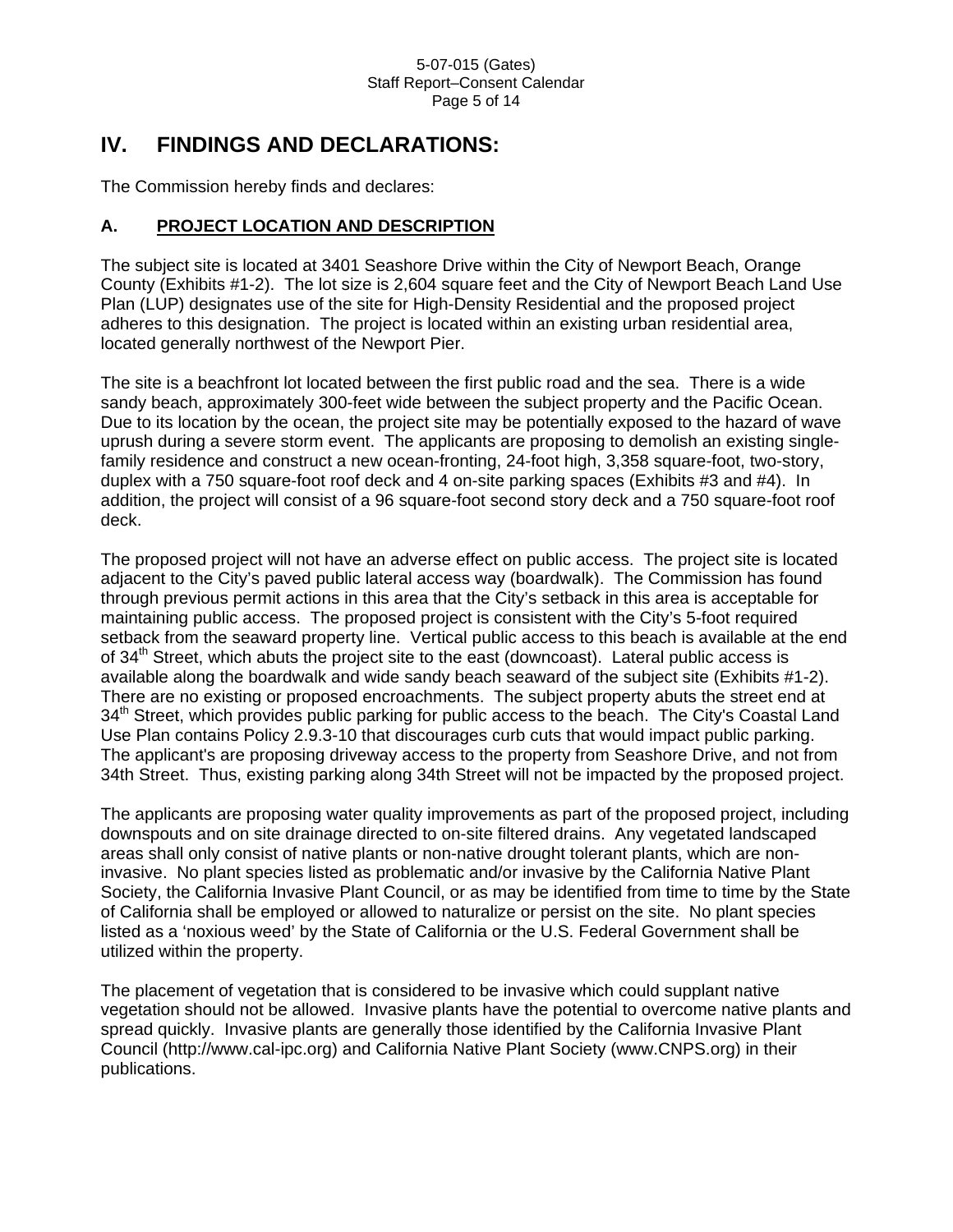## IV. FINDINGS AND DECLARATIONS:

The Commission hereby finds and declares:

### A. PROJECT LOCATION AND DESCRIPTION

The subject site is located at 3401 Seashore Drive within the City of Newport Beach, Orange County (Exhibits #1-2). The lot size is 2,604 square feet and the City of Newport Beach Land Use Plan (LUP) designates use of the site for High-Density Residential and the proposed project adheres to this designation. The project is located within an existing urban residential area, located generally northwest of the Newport Pier.

The site is a beachfront lot located between the first public road and the sea. There is a wide sandy beach, approximately 300-feet wide between the subject property and the Pacific Ocean. Due to its location by the ocean, the project site may be potentially exposed to the hazard of wave uprush during a severe storm event. The applicants are proposing to demolish an existing single-family residence and construct a new ocean-fronting, 24-foot high, 3,358 square-foot, two-story, duplex with a 750 square-foot roof deck and 4 on-site parking spaces (Exhibits #3 and #4). In addition, the project will consist of a 96 square-foot second story deck and a 750 square-foot roof deck.

The proposed project will not have an adverse effect on public access. The project site is located adjacent to the City's paved public lateral access way (boardwalk). The Commission has found through previous permit actions in this area that the City's setback in this area is acceptable for maintaining public access. The proposed project is consistent with the City's 5-foot required setback from the seaward property line. Vertical public access to this beach is available at the end of 34th Street, which abuts the project site to the east (downcoast). Lateral public access is available along the boardwalk and wide sandy beach seaward of the subject site (Exhibits #1-2). There are no existing or proposed encroachments. The subject property abuts the street end at 34th Street, which provides public parking for public access to the beach. The City's Coastal Land Use Plan contains Policy 2.9.3-10 that discourages curb cuts that would impact public parking. The applicant's are proposing driveway access to the property from Seashore Drive, and not from 34th Street. Thus, existing parking along 34th Street will not be impacted by the proposed project.

The applicants are proposing water quality improvements as part of the proposed project, including downspouts and on site drainage directed to on-site filtered drains. Any vegetated landscaped areas shall only consist of native plants or non-native drought tolerant plants, which are non-invasive. No plant species listed as problematic and/or invasive by the California Native Plant Society, the California Invasive Plant Council, or as may be identified from time to time by the State of California shall be employed or allowed to naturalize or persist on the site. No plant species listed as a 'noxious weed' by the State of California or the U.S. Federal Government shall be utilized within the property.

The placement of vegetation that is considered to be invasive which could supplant native vegetation should not be allowed. Invasive plants have the potential to overcome native plants and spread quickly. Invasive plants are generally those identified by the California Invasive Plant Council (http://www.cal-ipc.org) and California Native Plant Society (www.CNPS.org) in their publications.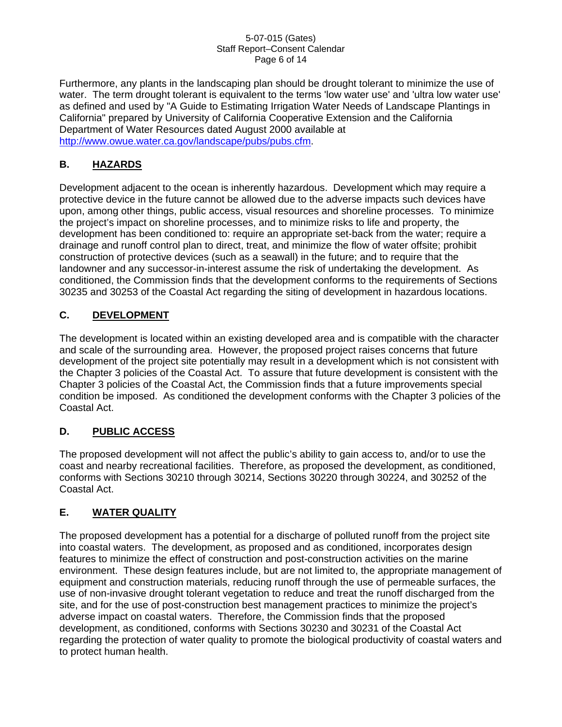Furthermore, any plants in the landscaping plan should be drought tolerant to minimize the use of water. The term drought tolerant is equivalent to the terms 'low water use' and 'ultra low water use' as defined and used by "A Guide to Estimating Irrigation Water Needs of Landscape Plantings in California" prepared by University of California Cooperative Extension and the California Department of Water Resources dated August 2000 available at [http://www.owue.water.ca.gov/landscape/pubs/pubs.cfm](http://www.owue.water.ca.gov/landscape/pubs/pubs.cfm).

## B. HAZARDS

Development adjacent to the ocean is inherently hazardous. Development which may require a protective device in the future cannot be allowed due to the adverse impacts such devices have upon, among other things, public access, visual resources and shoreline processes. To minimize the project's impact on shoreline processes, and to minimize risks to life and property, the development has been conditioned to: require an appropriate set-back from the water; require a drainage and runoff control plan to direct, treat, and minimize the flow of water offsite; prohibit construction of protective devices (such as a seawall) in the future; and to require that the landowner and any successor-in-interest assume the risk of undertaking the development. As conditioned, the Commission finds that the development conforms to the requirements of Sections 30235 and 30253 of the Coastal Act regarding the siting of development in hazardous locations.

## C. DEVELOPMENT

The development is located within an existing developed area and is compatible with the character and scale of the surrounding area. However, the proposed project raises concerns that future development of the project site potentially may result in a development which is not consistent with the Chapter 3 policies of the Coastal Act. To assure that future development is consistent with the Chapter 3 policies of the Coastal Act, the Commission finds that a future improvements special condition be imposed. As conditioned the development conforms with the Chapter 3 policies of the Coastal Act.

## D. PUBLIC ACCESS

The proposed development will not affect the public's ability to gain access to, and/or to use the coast and nearby recreational facilities. Therefore, as proposed the development, as conditioned, conforms with Sections 30210 through 30214, Sections 30220 through 30224, and 30252 of the Coastal Act.

## E. WATER QUALITY

The proposed development has a potential for a discharge of polluted runoff from the project site into coastal waters. The development, as proposed and as conditioned, incorporates design features to minimize the effect of construction and post-construction activities on the marine environment. These design features include, but are not limited to, the appropriate management of equipment and construction materials, reducing runoff through the use of permeable surfaces, the use of non-invasive drought tolerant vegetation to reduce and treat the runoff discharged from the site, and for the use of post-construction best management practices to minimize the project's adverse impact on coastal waters. Therefore, the Commission finds that the proposed development, as conditioned, conforms with Sections 30230 and 30231 of the Coastal Act regarding the protection of water quality to promote the biological productivity of coastal waters and to protect human health.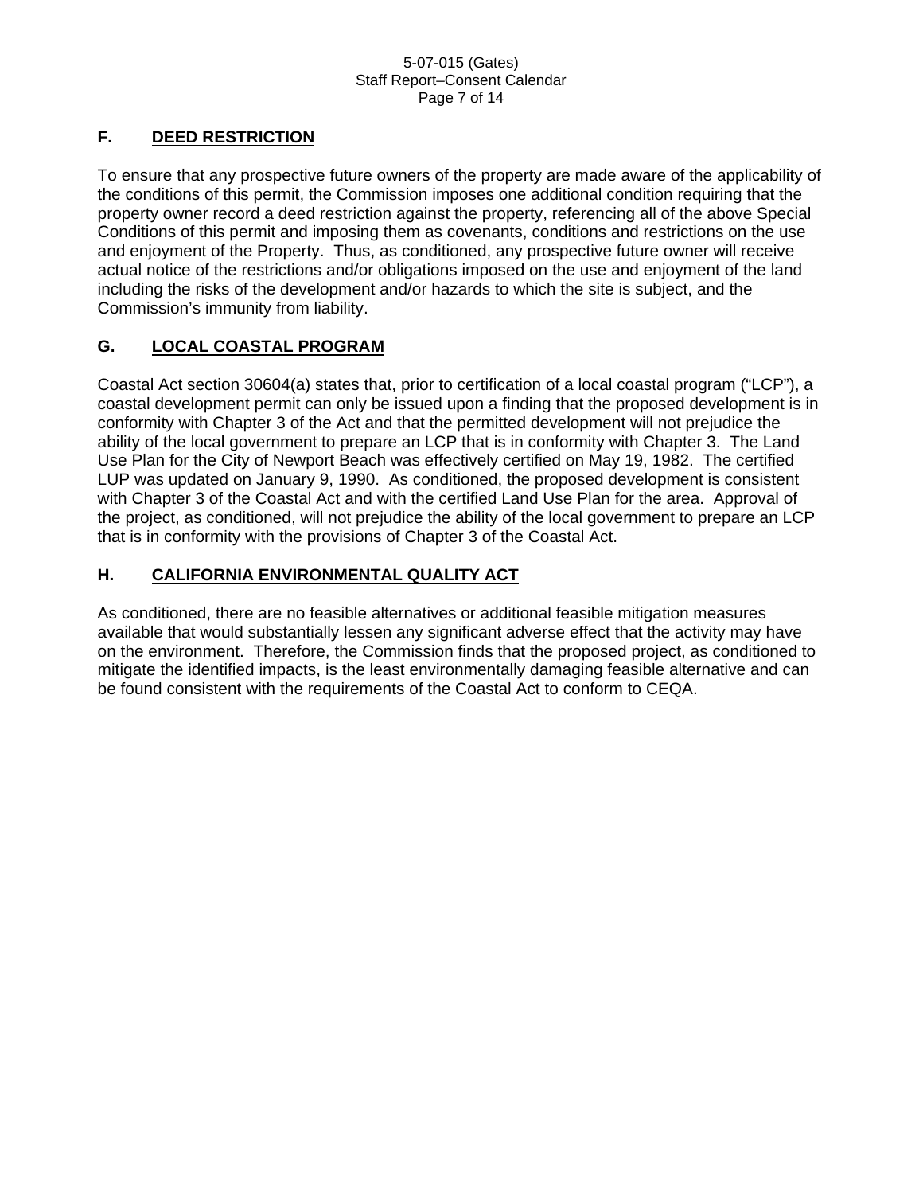## F. DEED RESTRICTION

To ensure that any prospective future owners of the property are made aware of the applicability of the conditions of this permit, the Commission imposes one additional condition requiring that the property owner record a deed restriction against the property, referencing all of the above Special Conditions of this permit and imposing them as covenants, conditions and restrictions on the use and enjoyment of the Property. Thus, as conditioned, any prospective future owner will receive actual notice of the restrictions and/or obligations imposed on the use and enjoyment of the land including the risks of the development and/or hazards to which the site is subject, and the Commission's immunity from liability.

## G. LOCAL COASTAL PROGRAM

Coastal Act section 30604(a) states that, prior to certification of a local coastal program ("LCP"), a coastal development permit can only be issued upon a finding that the proposed development is in conformity with Chapter 3 of the Act and that the permitted development will not prejudice the ability of the local government to prepare an LCP that is in conformity with Chapter 3. The Land Use Plan for the City of Newport Beach was effectively certified on May 19, 1982. The certified LUP was updated on January 9, 1990. As conditioned, the proposed development is consistent with Chapter 3 of the Coastal Act and with the certified Land Use Plan for the area. Approval of the project, as conditioned, will not prejudice the ability of the local government to prepare an LCP that is in conformity with the provisions of Chapter 3 of the Coastal Act.

## H. CALIFORNIA ENVIRONMENTAL QUALITY ACT

As conditioned, there are no feasible alternatives or additional feasible mitigation measures available that would substantially lessen any significant adverse effect that the activity may have on the environment. Therefore, the Commission finds that the proposed project, as conditioned to mitigate the identified impacts, is the least environmentally damaging feasible alternative and can be found consistent with the requirements of the Coastal Act to conform to CEQA.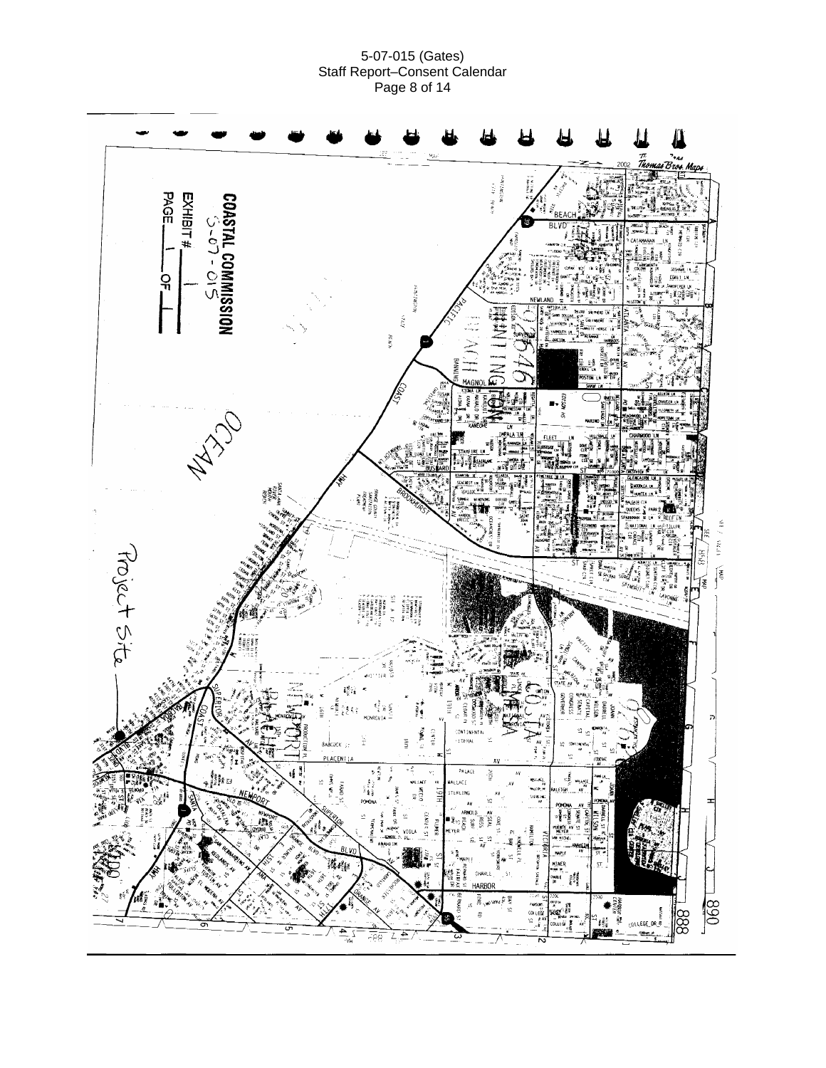COASTAL COMMISSION

5-07-015

EXHIBIT # 1

PAGE 1 OF 1

Project Site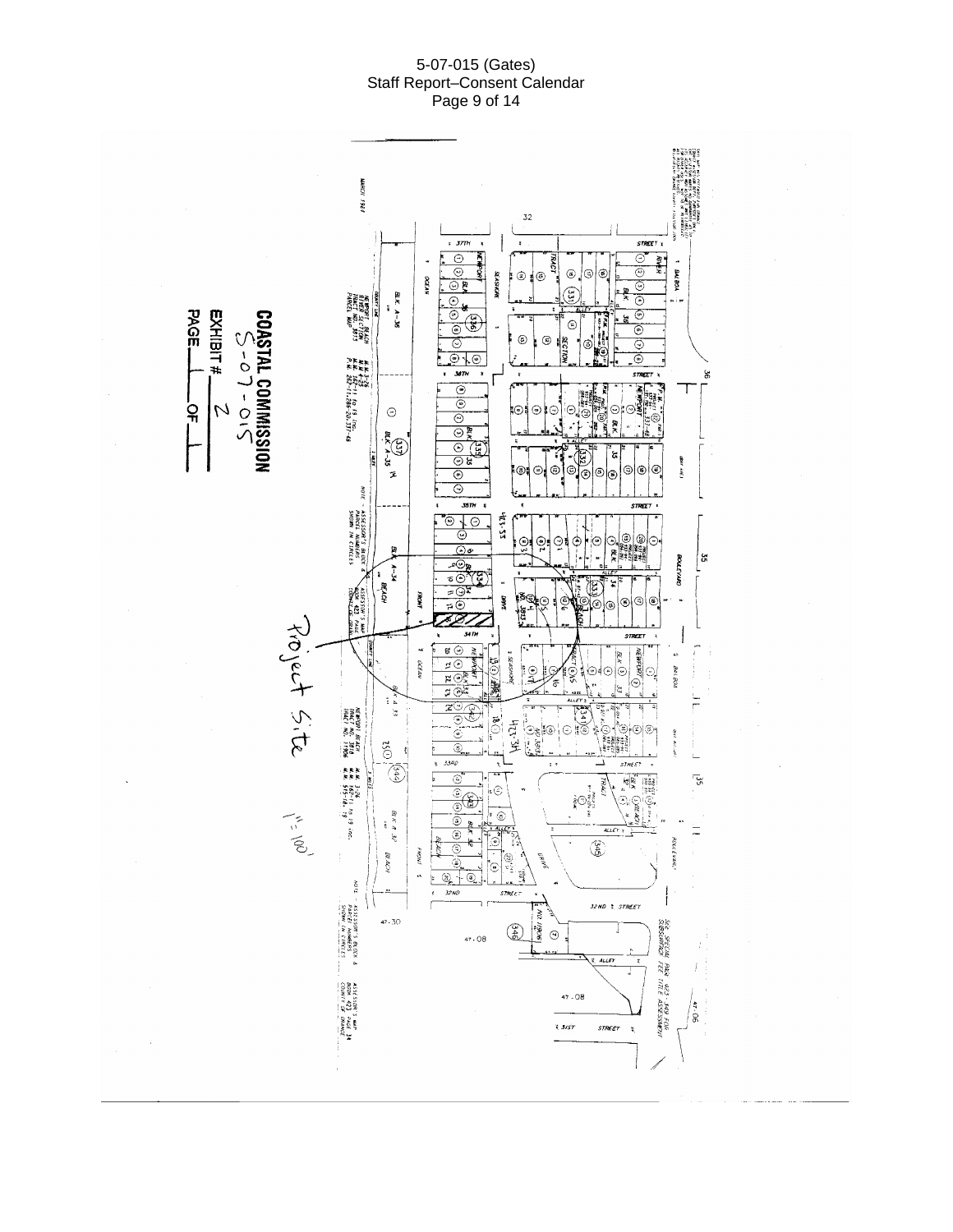**COASTAL COMMISSION**

5-07-015

EXHIBIT # 2

PAGE 1 OF 1

Project Site

1" = 100'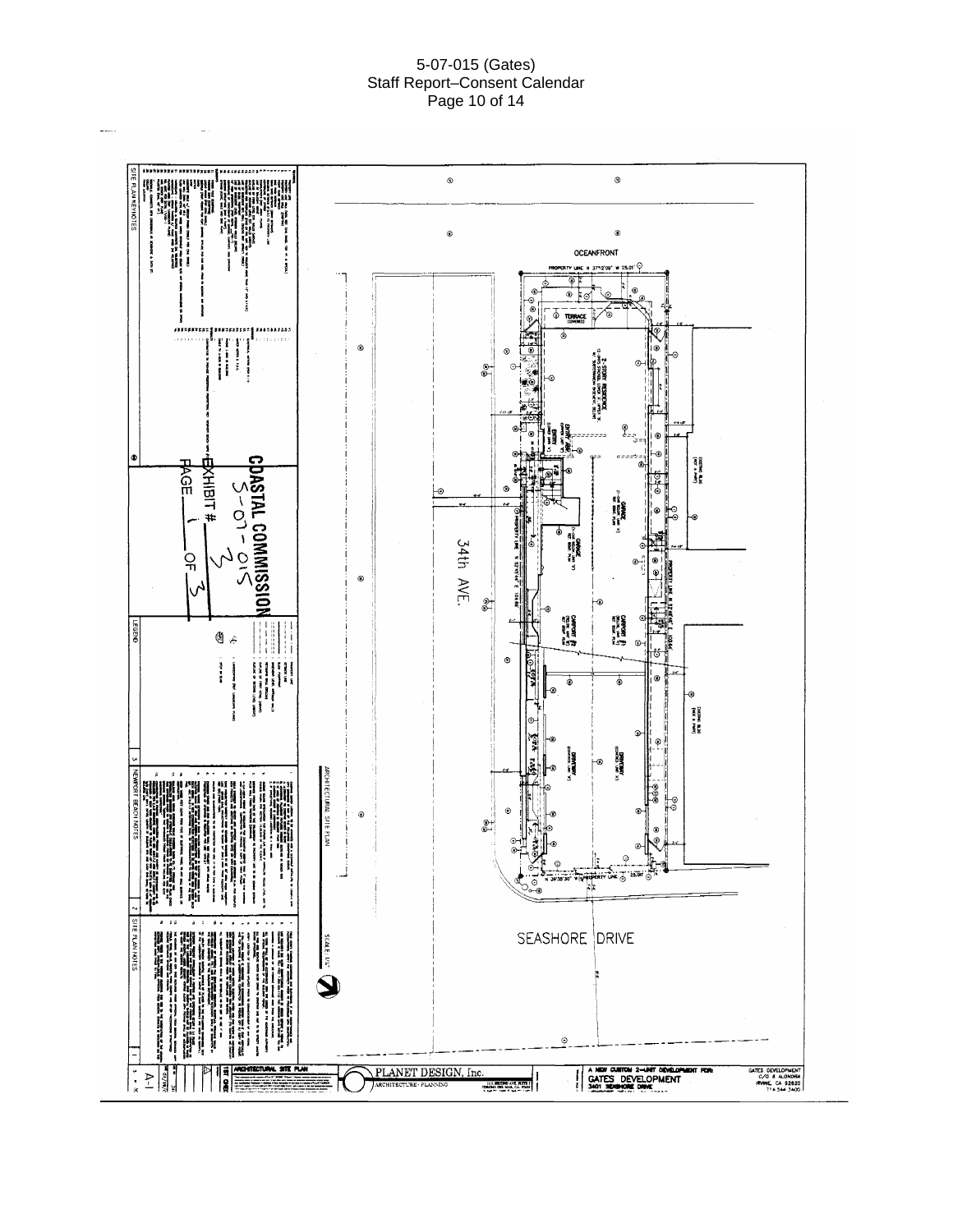OCEANFRONT

PROPERTY LINE N 37°12'09" W 25.01'

TERRACE (COVERED)

2-STORY RESIDENCE

ENTRY

GARAGE

GARAGE

CARPORT

CARPORT

DRIVEWAY

DRIVEWAY

EXISTING BLDG (NOT A PART)

EXISTING BLDG (NOT A PART)

34th AVE.

SEASHORE DRIVE

ARCHITECTURAL SITE PLAN

SCALE: 1/8"

SITE PLAN KEYNOTES

LEGEND

NEWPORT BEACH NOTES

SITE PLAN NOTES

**COASTAL COMMISSION**

5-07-015

EXHIBIT # 3

PAGE 1 OF 3

PLANET DESIGN, Inc.

ARCHITECTURE · PLANNING

A NEW CUSTOM 2-UNIT DEVELOPMENT FOR:

GATES DEVELOPMENT

3401 SEASHORE DRIVE

GATES DEVELOPMENT C/O 6 ALONDRA IRVINE, CA 92620

ARCHITECTURAL SITE PLAN

A-1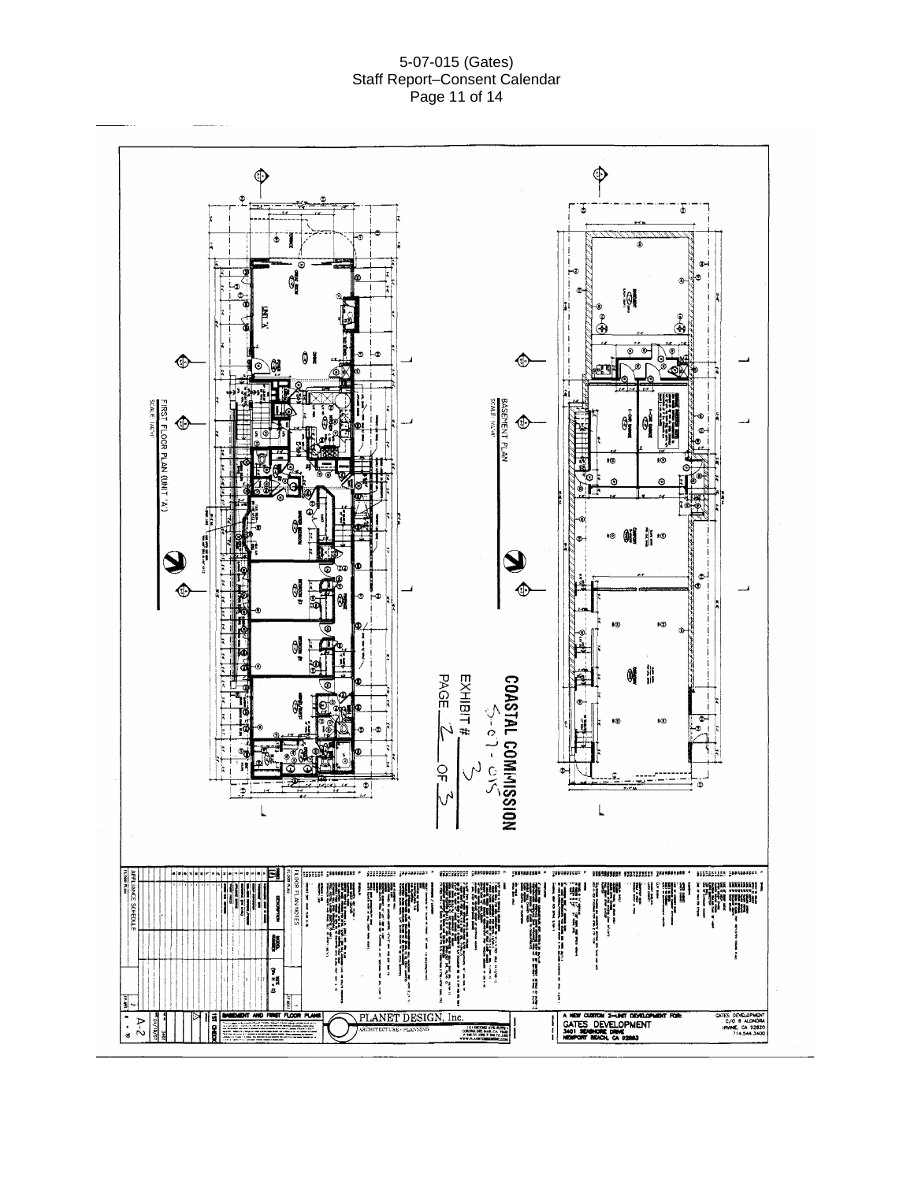FIRST FLOOR PLAN (UNIT 'A')
SCALE: 1/4"=1'

BASEMENT PLAN
SCALE: 1/4"=1'

COASTAL COMMISSION
5-07-015
EXHIBIT # 3
PAGE 2 OF 3

FLOOR PLAN NOTES

APPLIANCE SCHEDULE

BASEMENT AND FIRST FLOOR PLANS

PLANET DESIGN, Inc.
ARCHITECTURE · PLANNING

A NEW CUSTOM 2-UNIT DEVELOPMENT FOR:
GATES DEVELOPMENT
3401 SEASHORE DRIVE
NEWPORT BEACH, CA 92663

GATES DEVELOPMENT
C/O 8 ALONDRA
IRVINE, CA 92620
714.544.3400

A-2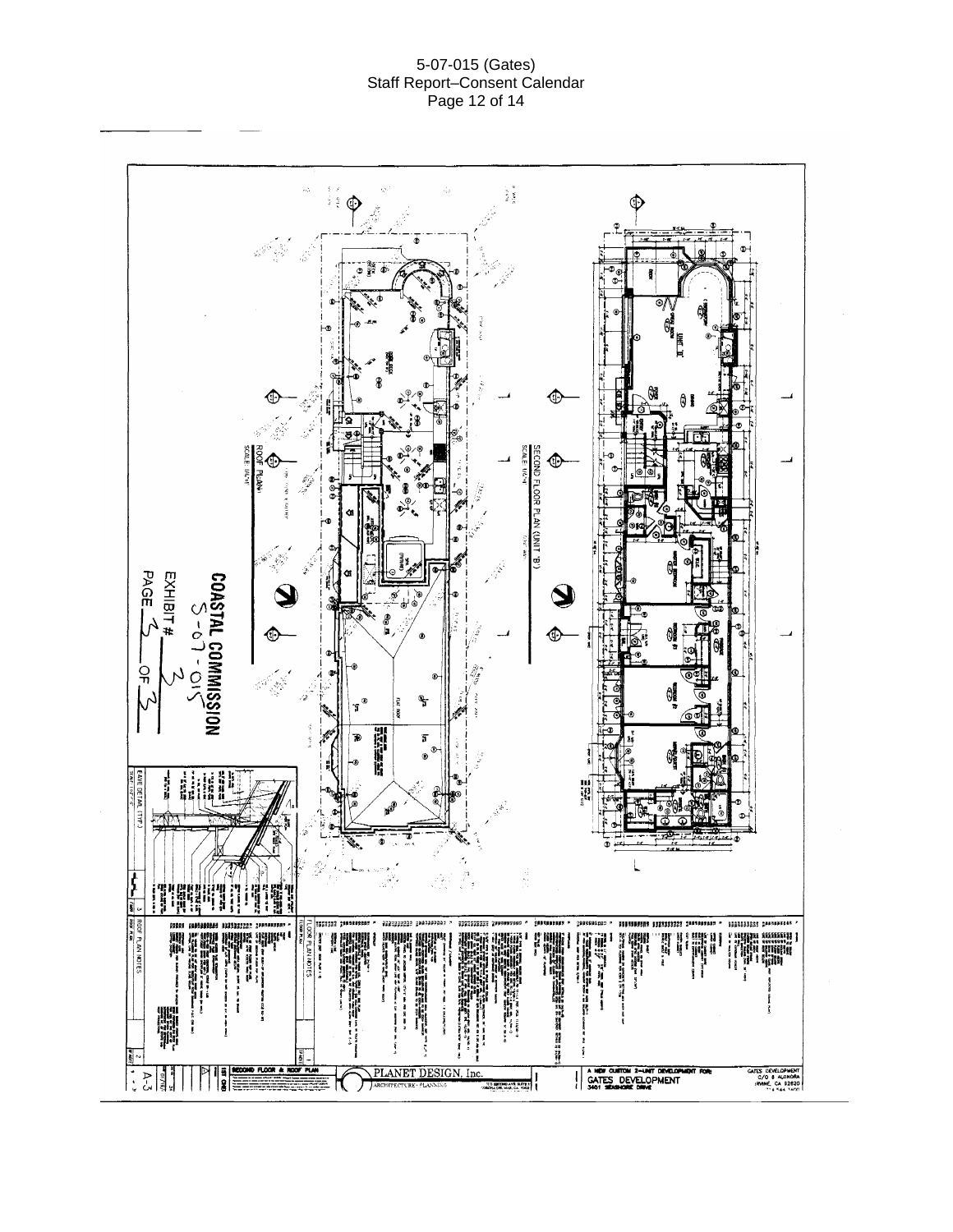ROOF PLAN

SCALE 1/4"=1'

SECOND FLOOR PLAN (UNIT 'B')

SCALE 1/4"=1'

**COASTAL COMMISSION**

5-07-015

EXHIBIT # 3

PAGE 3 OF 3

EAVE DETAIL (TYP.)

ROOF PLAN NOTES

FLOOR PLAN NOTES

SECOND FLOOR & ROOF PLAN

PLANET DESIGN, Inc.

ARCHITECTURE · PLANNING

A NEW CUSTOM 2-UNIT DEVELOPMENT FOR:

GATES DEVELOPMENT

3401 SEASHORE DRIVE

GATES DEVELOPMENT

C/O S. ALGNORA

IRVINE, CA 92620

A-3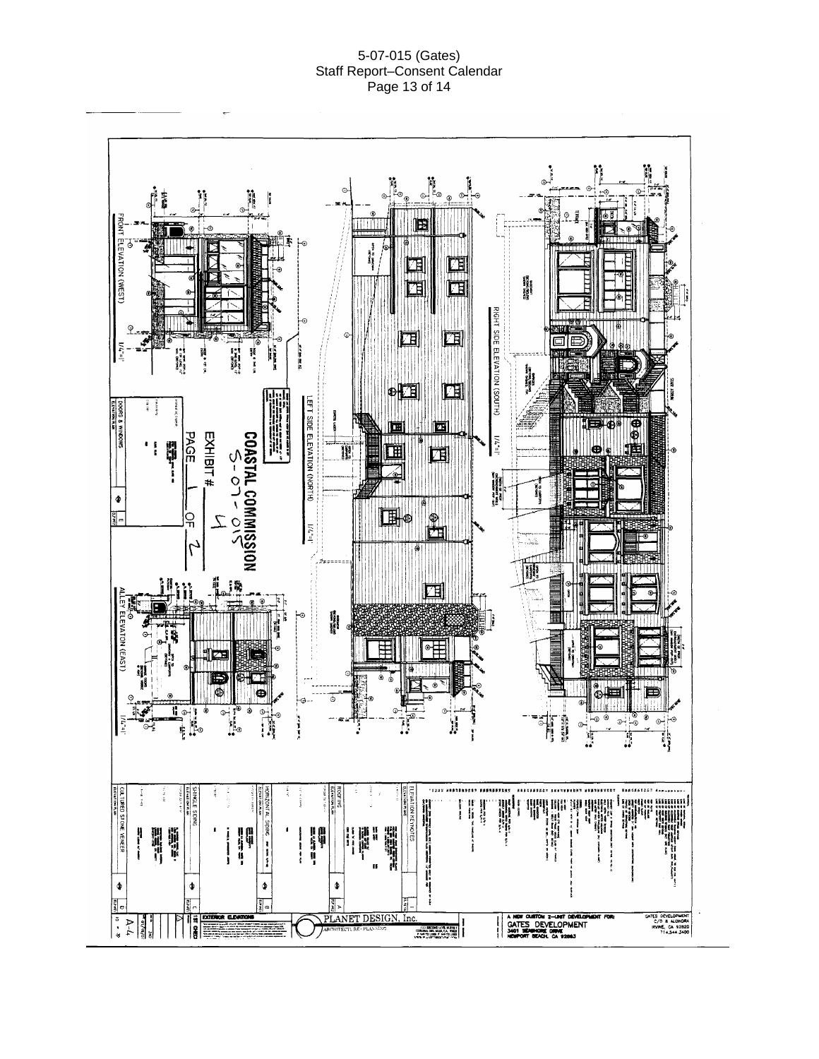FRONT ELEVATION (WEST) 1/4"=1'

RIGHT SIDE ELEVATION (SOUTH) 1/4"=1'

LEFT SIDE ELEVATION (NORTH) 1/4"=1'

ALLEY ELEVATION (EAST) 1/4"=1'

COASTAL COMMISSION
5-07-015

EXHIBIT # 4
PAGE 1 OF 2

DOORS & WINDOWS

ELEVATION KEYNOTES

ROOFING

HORIZONTAL SIDING

SHINGLE SIDING

CULTURED STONE VENEER

EXTERIOR ELEVATIONS

PLANET DESIGN, Inc.
ARCHITECTURE · PLANNING

A NEW CUSTOM 2-UNIT DEVELOPMENT FOR:
GATES DEVELOPMENT
3401 SEASHORE DRIVE
NEWPORT BEACH, CA 92663

GATES DEVELOPMENT
C/O 8 ALONDRA
IRVINE, CA 92620
714.544.3400

A-4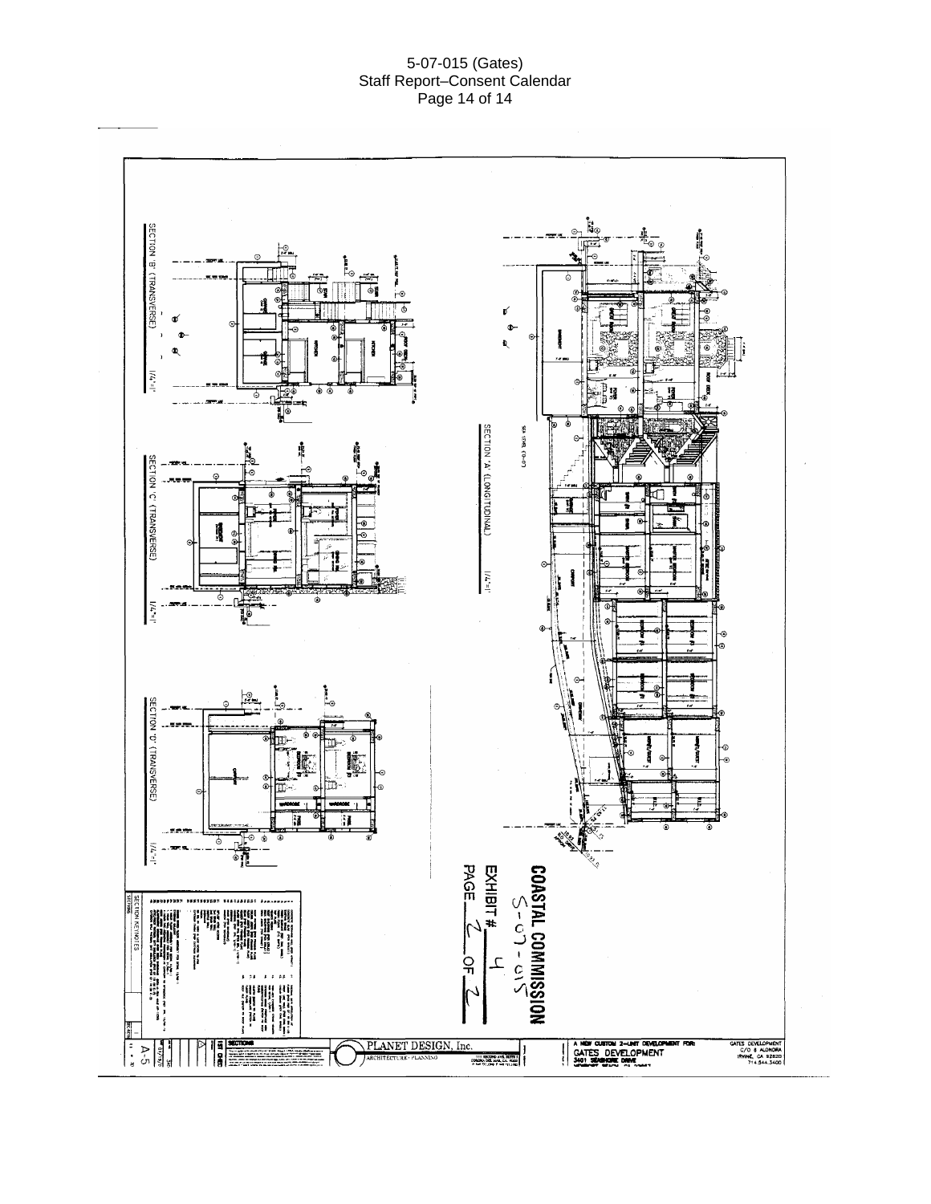SECTION 'A' (LONGITUDINAL) 1/4"=1'

SECTION 'B' (TRANSVERSE) 1/4"=1'

SECTION 'C' (TRANSVERSE) 1/4"=1'

SECTION 'D' (TRANSVERSE) 1/4"=1'

SECTION KEYNOTES

**COASTAL COMMISSION**

5-07-015

EXHIBIT # 4

PAGE 2 OF 2

PLANET DESIGN, Inc.

ARCHITECTURE · PLANNING

SECTIONS

A-5

A NEW CUSTOM 2-UNIT DEVELOPMENT FOR:

GATES DEVELOPMENT

3401 SEASHORE DRIVE

GATES DEVELOPMENT
C/O 8 ALONDRA
IRVINE, CA 92620
714.544.3400